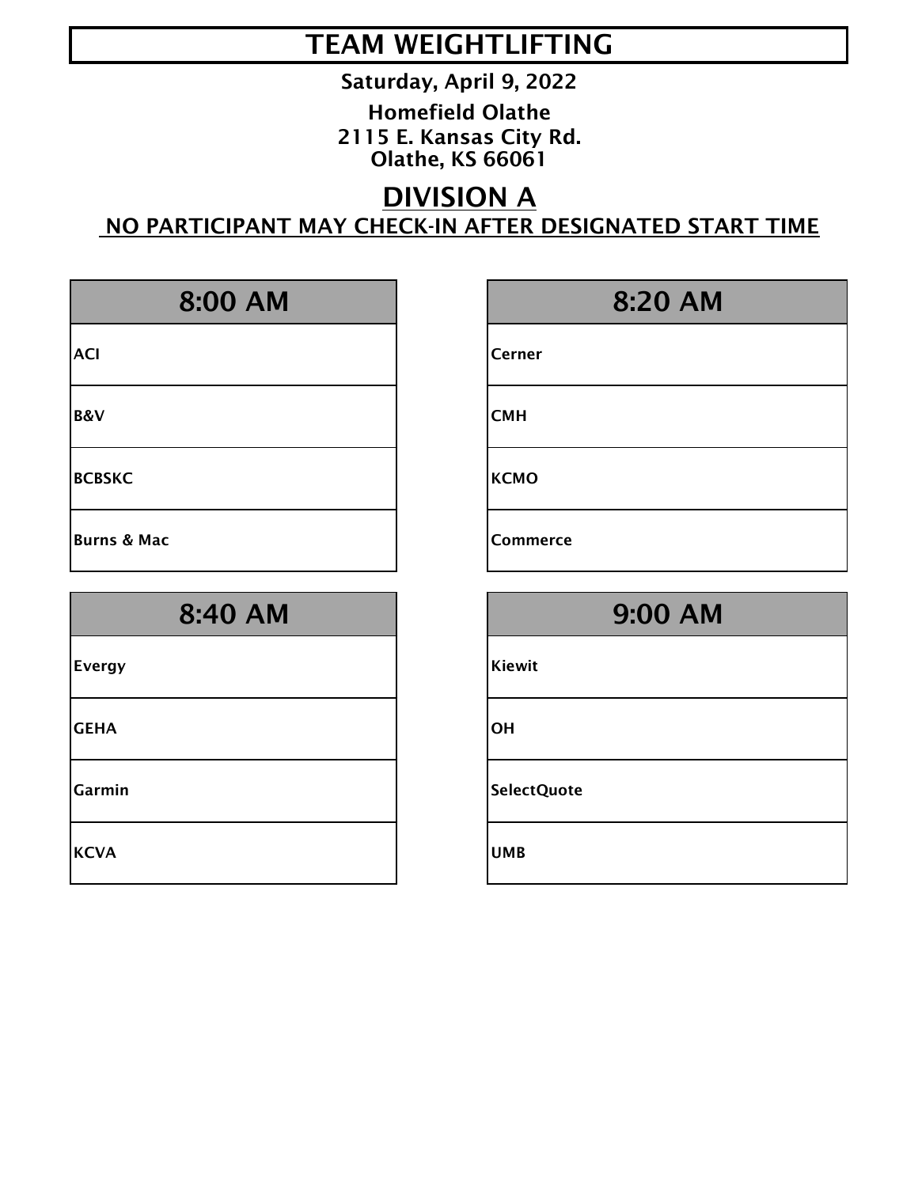# TEAM WEIGHTLIFTING

**Saturday, April 9, 2022**

**Homefield Olathe**
**2115 E. Kansas City Rd.**
**Olathe, KS 66061**

## DIVISION A

**NO PARTICIPANT MAY CHECK-IN AFTER DESIGNATED START TIME**

| 8:00 AM |
|---|
| ACI |
| B&V |
| BCBSKC |
| Burns & Mac |

| 8:20 AM |
|---|
| Cerner |
| CMH |
| KCMO |
| Commerce |

| 8:40 AM |
|---|
| Evergy |
| GEHA |
| Garmin |
| KCVA |

| 9:00 AM |
|---|
| Kiewit |
| OH |
| SelectQuote |
| UMB |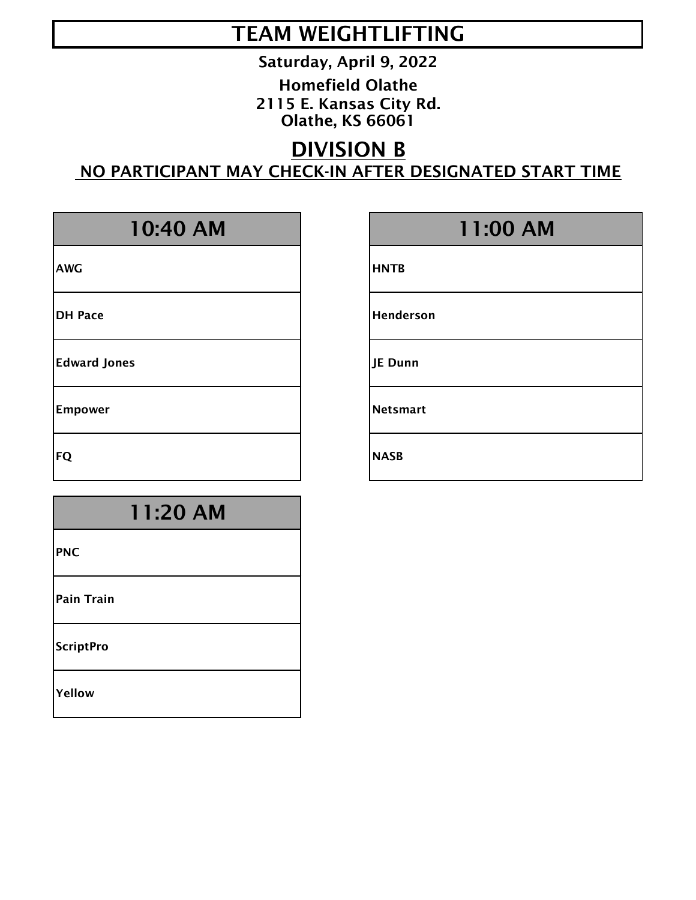# TEAM WEIGHTLIFTING

**Saturday, April 9, 2022**

**Homefield Olathe**
**2115 E. Kansas City Rd.**
**Olathe, KS 66061**

## DIVISION B

**NO PARTICIPANT MAY CHECK-IN AFTER DESIGNATED START TIME**

| 10:40 AM |
|---|
| AWG |
| DH Pace |
| Edward Jones |
| Empower |
| FQ |

| 11:00 AM |
|---|
| HNTB |
| Henderson |
| JE Dunn |
| Netsmart |
| NASB |

| 11:20 AM |
|---|
| PNC |
| Pain Train |
| ScriptPro |
| Yellow |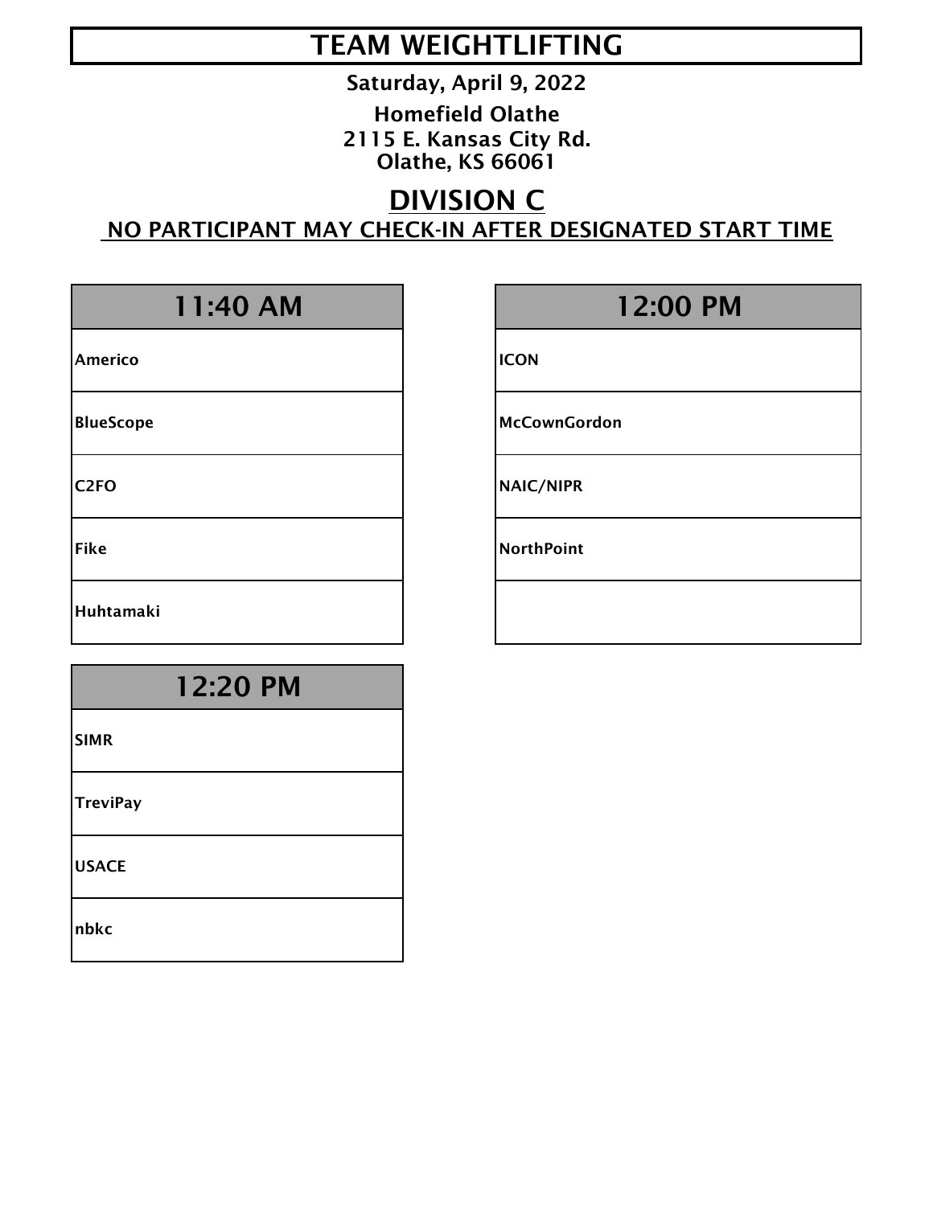# TEAM WEIGHTLIFTING

**Saturday, April 9, 2022**

**Homefield Olathe**
**2115 E. Kansas City Rd.**
**Olathe, KS 66061**

## DIVISION C

**NO PARTICIPANT MAY CHECK-IN AFTER DESIGNATED START TIME**

| 11:40 AM |
|---|
| **Americo** |
| **BlueScope** |
| **C2FO** |
| **Fike** |
| **Huhtamaki** |

| 12:00 PM |
|---|
| **ICON** |
| **McCownGordon** |
| **NAIC/NIPR** |
| **NorthPoint** |
| |

| 12:20 PM |
|---|
| **SIMR** |
| **TreviPay** |
| **USACE** |
| **nbkc** |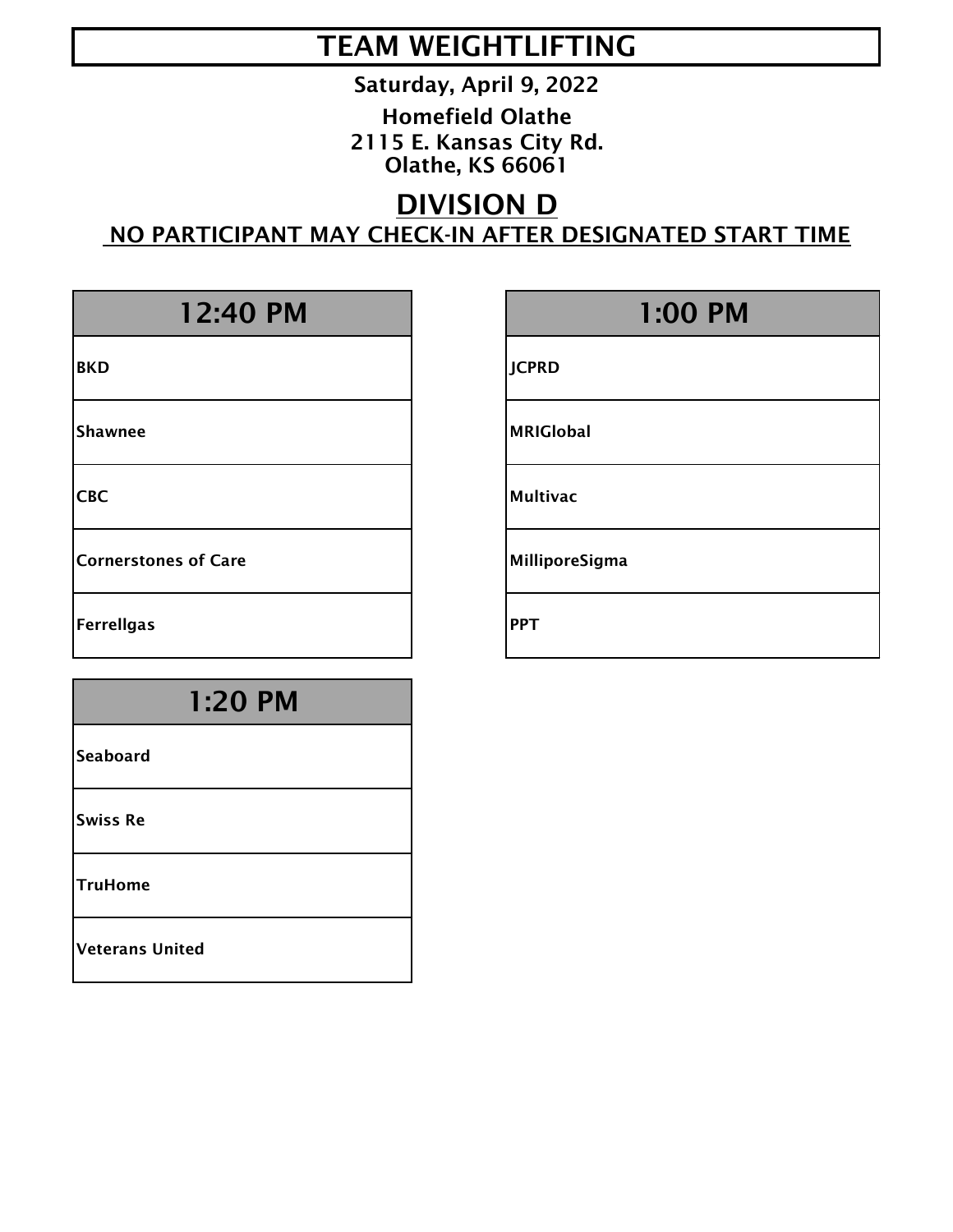# TEAM WEIGHTLIFTING

**Saturday, April 9, 2022**

**Homefield Olathe**
**2115 E. Kansas City Rd.**
**Olathe, KS 66061**

## DIVISION D

**NO PARTICIPANT MAY CHECK-IN AFTER DESIGNATED START TIME**

| 12:40 PM |
| --- |
| BKD |
| Shawnee |
| CBC |
| Cornerstones of Care |
| Ferrellgas |

| 1:00 PM |
| --- |
| JCPRD |
| MRIGlobal |
| Multivac |
| MilliporeSigma |
| PPT |

| 1:20 PM |
| --- |
| Seaboard |
| Swiss Re |
| TruHome |
| Veterans United |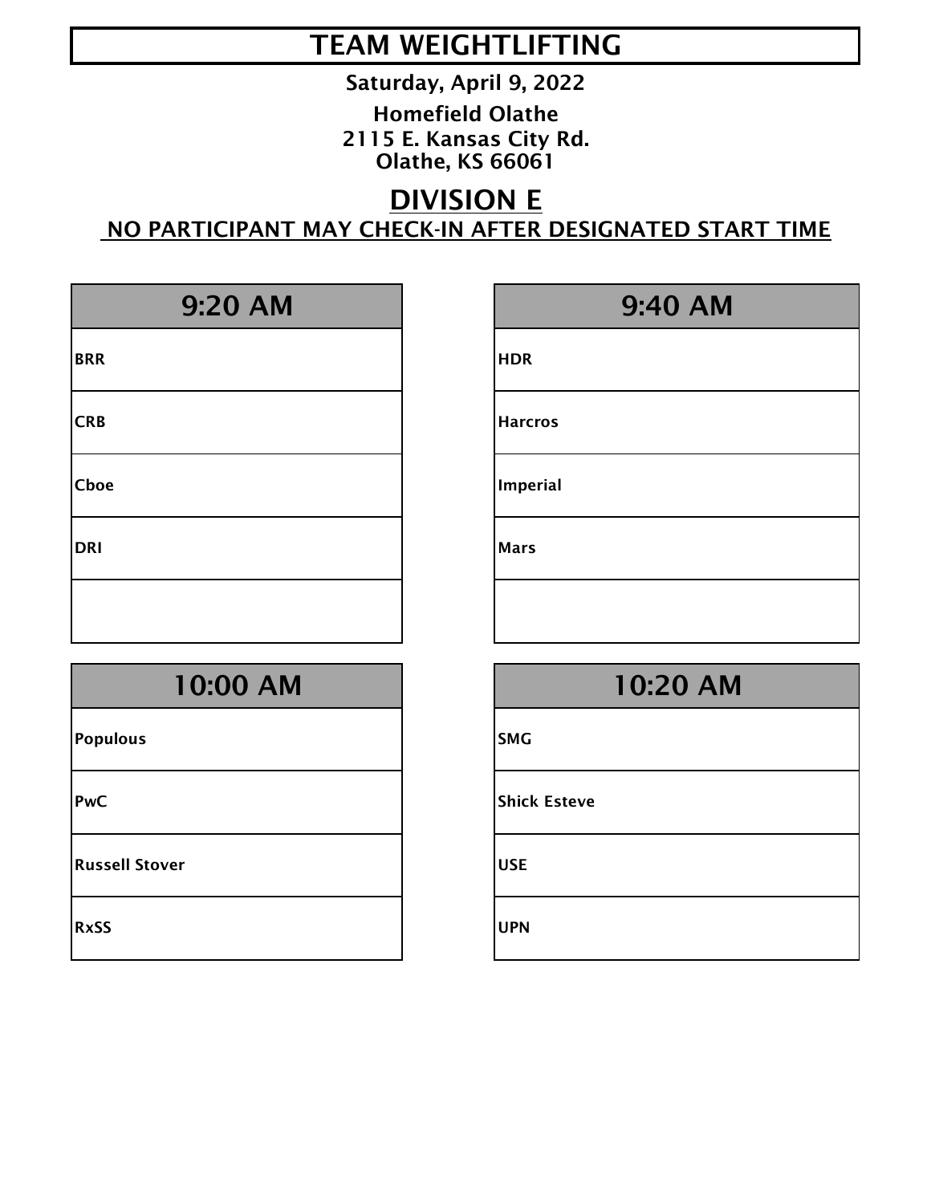# TEAM WEIGHTLIFTING

**Saturday, April 9, 2022**

**Homefield Olathe**
**2115 E. Kansas City Rd.**
**Olathe, KS 66061**

## DIVISION E

**NO PARTICIPANT MAY CHECK-IN AFTER DESIGNATED START TIME**

| 9:20 AM |
| --- |
| BRR |
| CRB |
| Cboe |
| DRI |
| |

| 9:40 AM |
| --- |
| HDR |
| Harcros |
| Imperial |
| Mars |
| |

| 10:00 AM |
| --- |
| Populous |
| PwC |
| Russell Stover |
| RxSS |

| 10:20 AM |
| --- |
| SMG |
| Shick Esteve |
| USE |
| UPN |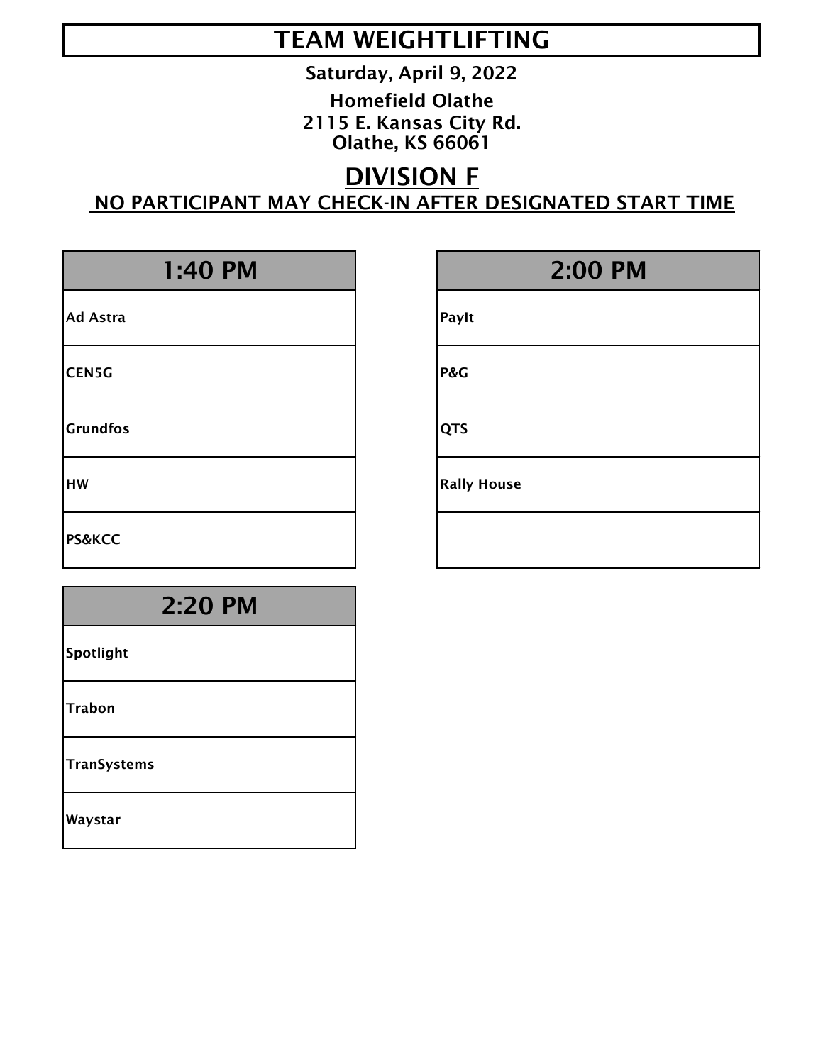# TEAM WEIGHTLIFTING

**Saturday, April 9, 2022**

**Homefield Olathe**
**2115 E. Kansas City Rd.**
**Olathe, KS 66061**

## DIVISION F

**NO PARTICIPANT MAY CHECK-IN AFTER DESIGNATED START TIME**

| 1:40 PM |
| --- |
| Ad Astra |
| CEN5G |
| Grundfos |
| HW |
| PS&KCC |

| 2:00 PM |
| --- |
| PayIt |
| P&G |
| QTS |
| Rally House |
| |

| 2:20 PM |
| --- |
| Spotlight |
| Trabon |
| TranSystems |
| Waystar |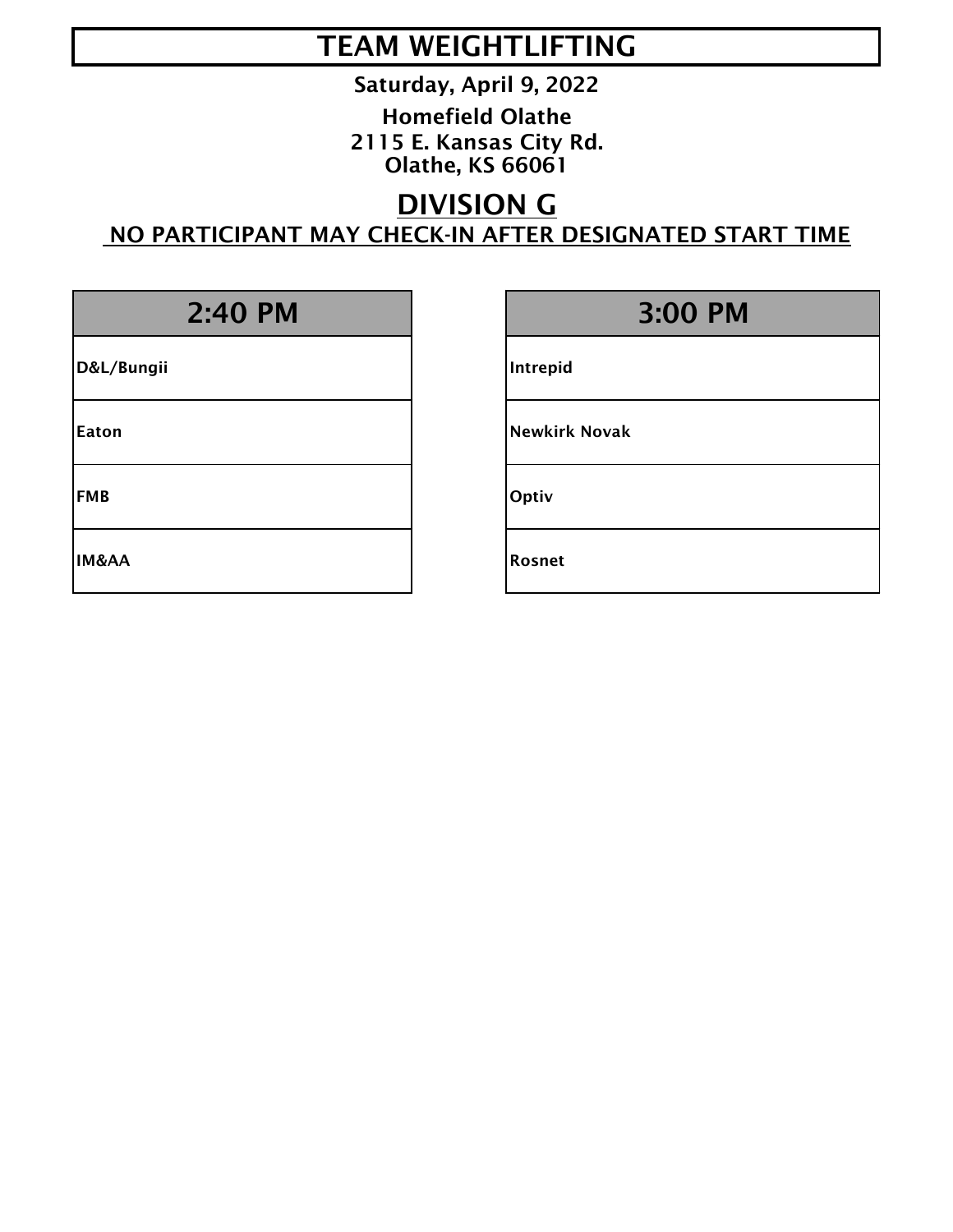# TEAM WEIGHTLIFTING

**Saturday, April 9, 2022**

**Homefield Olathe**
**2115 E. Kansas City Rd.**
**Olathe, KS 66061**

## DIVISION G

**NO PARTICIPANT MAY CHECK-IN AFTER DESIGNATED START TIME**

| 2:40 PM |
|---|
| D&L/Bungii |
| Eaton |
| FMB |
| IM&AA |

| 3:00 PM |
|---|
| Intrepid |
| Newkirk Novak |
| Optiv |
| Rosnet |